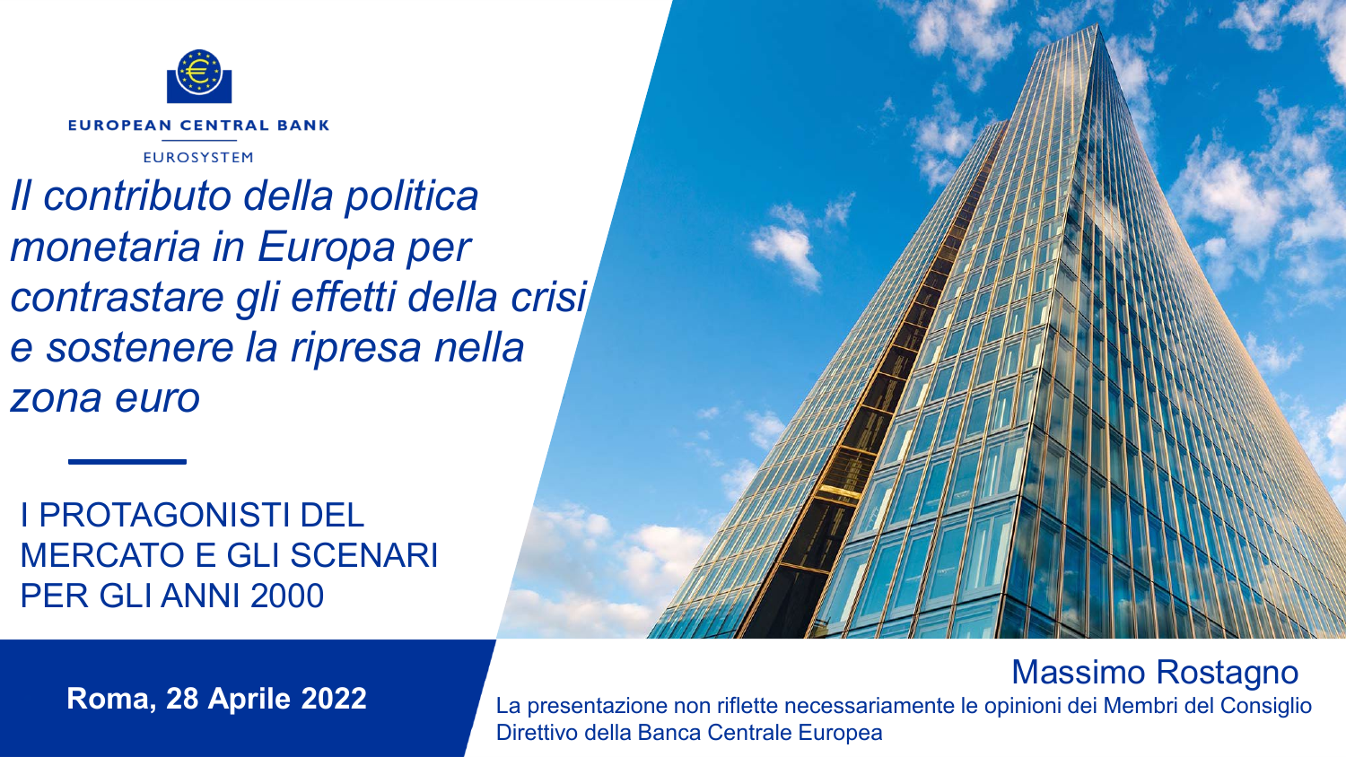EUROPEAN CENTRAL BANK

EUROSYSTEM

# *Il contributo della politica monetaria in Europa per contrastare gli effetti della crisi e sostenere la ripresa nella zona euro*

I PROTAGONISTI DEL MERCATO E GLI SCENARI PER GLI ANNI 2000

**Roma, 28 Aprile 2022**

Massimo Rostagno

La presentazione non riflette necessariamente le opinioni dei Membri del Consiglio Direttivo della Banca Centrale Europea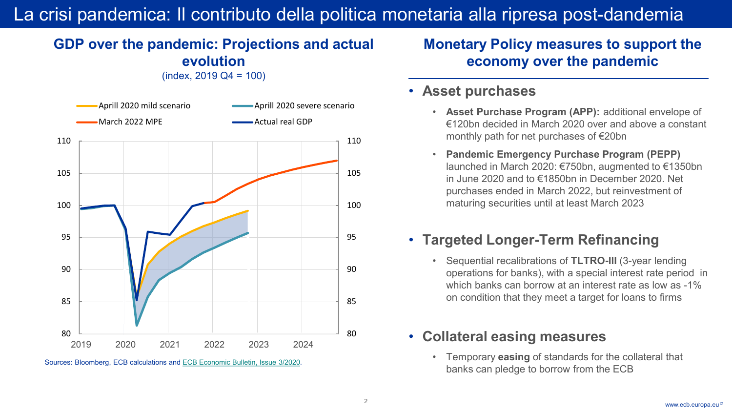# La crisi pandemica: Il contributo della politica monetaria alla ripresa post-dandemia

## GDP over the pandemic: Projections and actual evolution

(index, 2019 Q4 = 100)

Aprill 2020 mild scenario
Aprill 2020 severe scenario
March 2022 MPE
Actual real GDP

Sources: Bloomberg, ECB calculations and ECB Economic Bulletin, Issue 3/2020.

## Monetary Policy measures to support the economy over the pandemic

- **Asset purchases**
  - **Asset Purchase Program (APP):** additional envelope of €120bn decided in March 2020 over and above a constant monthly path for net purchases of €20bn
  - **Pandemic Emergency Purchase Program (PEPP)** launched in March 2020: €750bn, augmented to €1350bn in June 2020 and to €1850bn in December 2020. Net purchases ended in March 2022, but reinvestment of maturing securities until at least March 2023

- **Targeted Longer-Term Refinancing**
  - Sequential recalibrations of **TLTRO-III** (3-year lending operations for banks), with a special interest rate period in which banks can borrow at an interest rate as low as -1% on condition that they meet a target for loans to firms

- **Collateral easing measures**
  - Temporary **easing** of standards for the collateral that banks can pledge to borrow from the ECB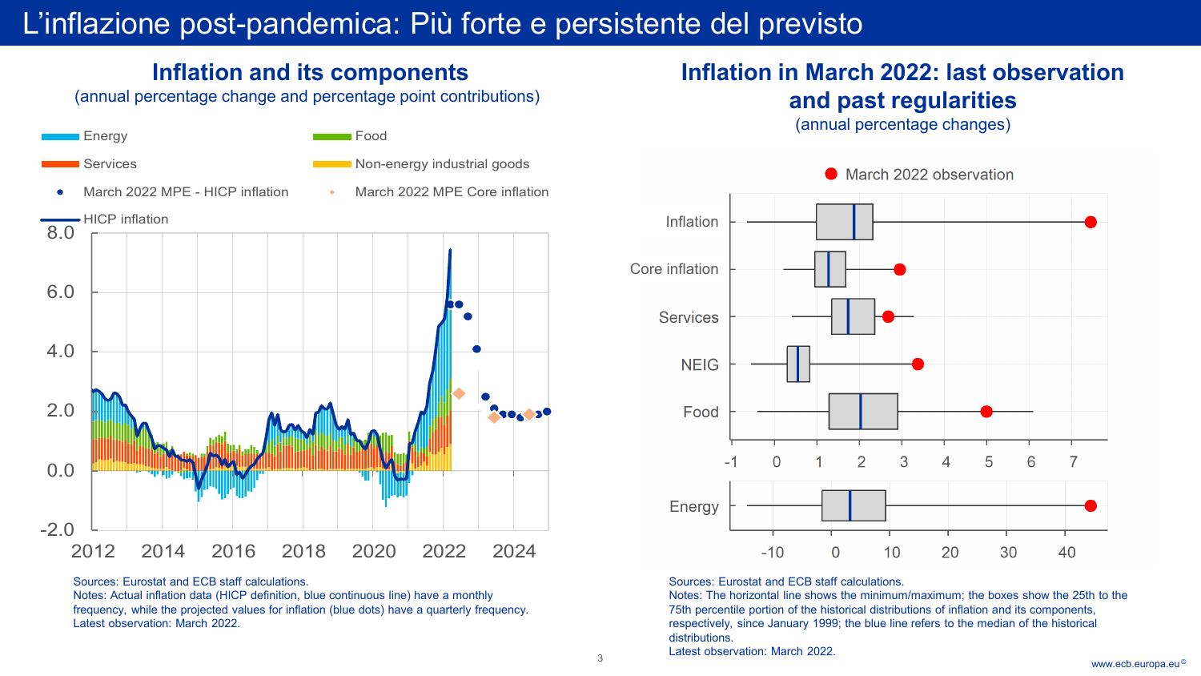# L’inflazione post-pandemica: Più forte e persistente del previsto

## Inflation and its components

(annual percentage change and percentage point contributions)

Sources: Eurostat and ECB staff calculations.
Notes: Actual inflation data (HICP definition, blue continuous line) have a monthly frequency, while the projected values for inflation (blue dots) have a quarterly frequency.
Latest observation: March 2022.

## Inflation in March 2022: last observation and past regularities

(annual percentage changes)

Sources: Eurostat and ECB staff calculations.
Notes: The horizontal line shows the minimum/maximum; the boxes show the 25th to the 75th percentile portion of the historical distributions of inflation and its components, respectively, since January 1999; the blue line refers to the median of the historical distributions.
Latest observation: March 2022.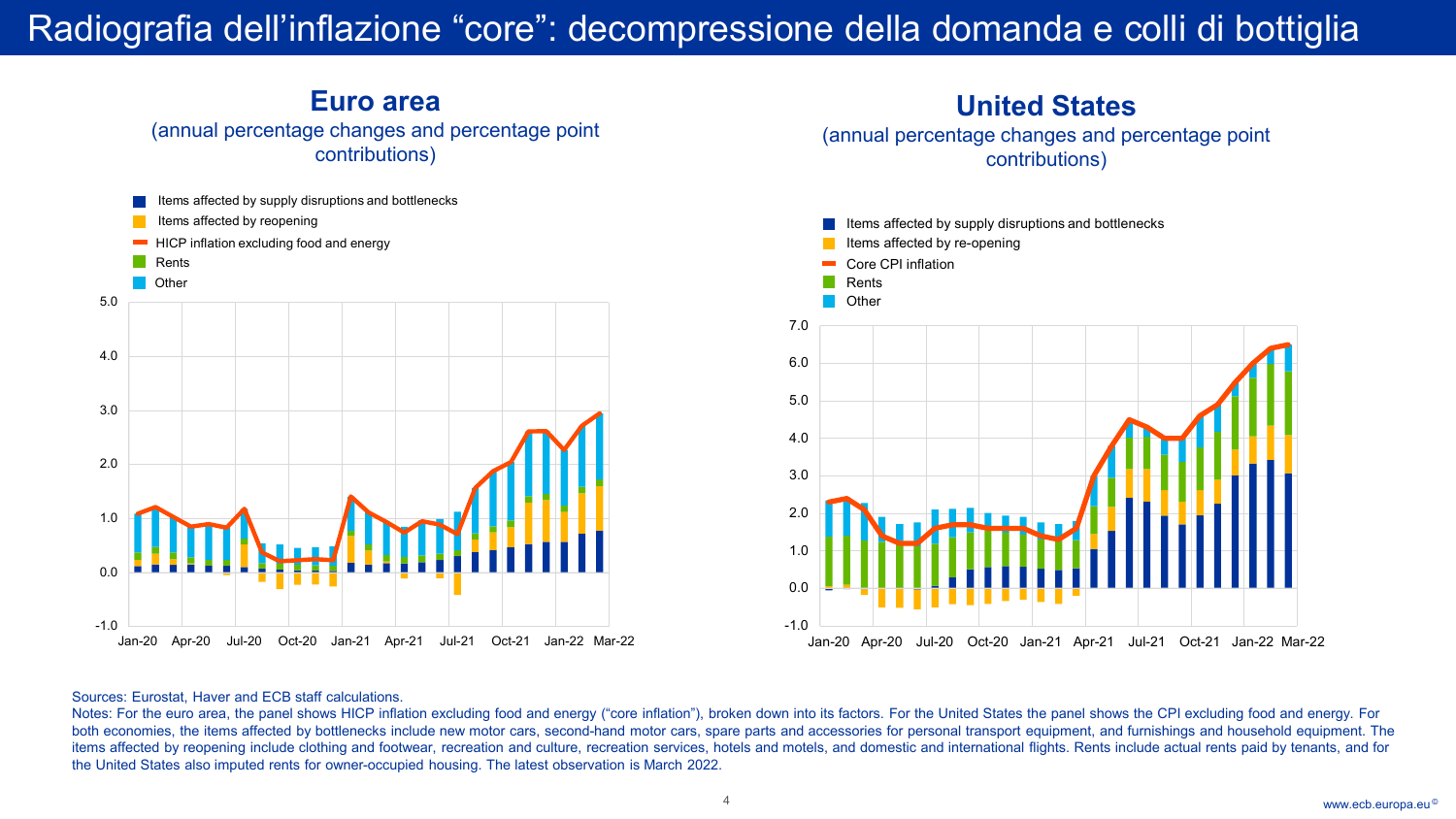# Radiografia dell'inflazione "core": decompressione della domanda e colli di bottiglia

## Euro area

(annual percentage changes and percentage point contributions)

- Items affected by supply disruptions and bottlenecks
- Items affected by reopening
- HICP inflation excluding food and energy
- Rents
- Other

## United States

(annual percentage changes and percentage point contributions)

- Items affected by supply disruptions and bottlenecks
- Items affected by re-opening
- Core CPI inflation
- Rents
- Other

Sources: Eurostat, Haver and ECB staff calculations.

Notes: For the euro area, the panel shows HICP inflation excluding food and energy ("core inflation"), broken down into its factors. For the United States the panel shows the CPI excluding food and energy. For both economies, the items affected by bottlenecks include new motor cars, second-hand motor cars, spare parts and accessories for personal transport equipment, and furnishings and household equipment. The items affected by reopening include clothing and footwear, recreation and culture, recreation services, hotels and motels, and domestic and international flights. Rents include actual rents paid by tenants, and for the United States also imputed rents for owner-occupied housing. The latest observation is March 2022.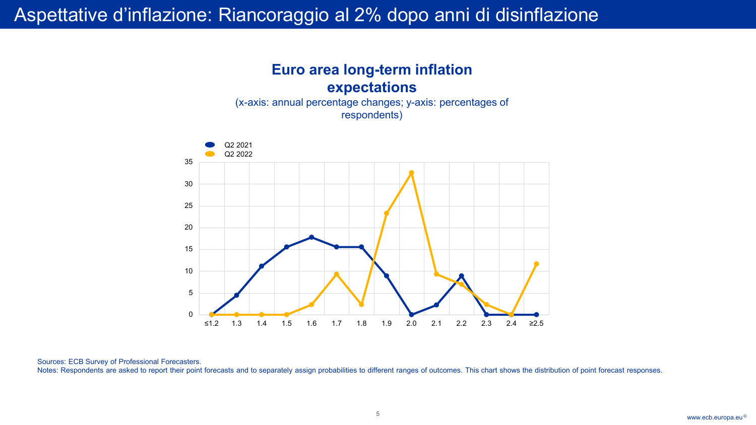# Aspettative d’inflazione: Riancoraggio al 2% dopo anni di disinflazione

## Euro area long-term inflation expectations

(x-axis: annual percentage changes; y-axis: percentages of respondents)

Sources: ECB Survey of Professional Forecasters.

Notes: Respondents are asked to report their point forecasts and to separately assign probabilities to different ranges of outcomes. This chart shows the distribution of point forecast responses.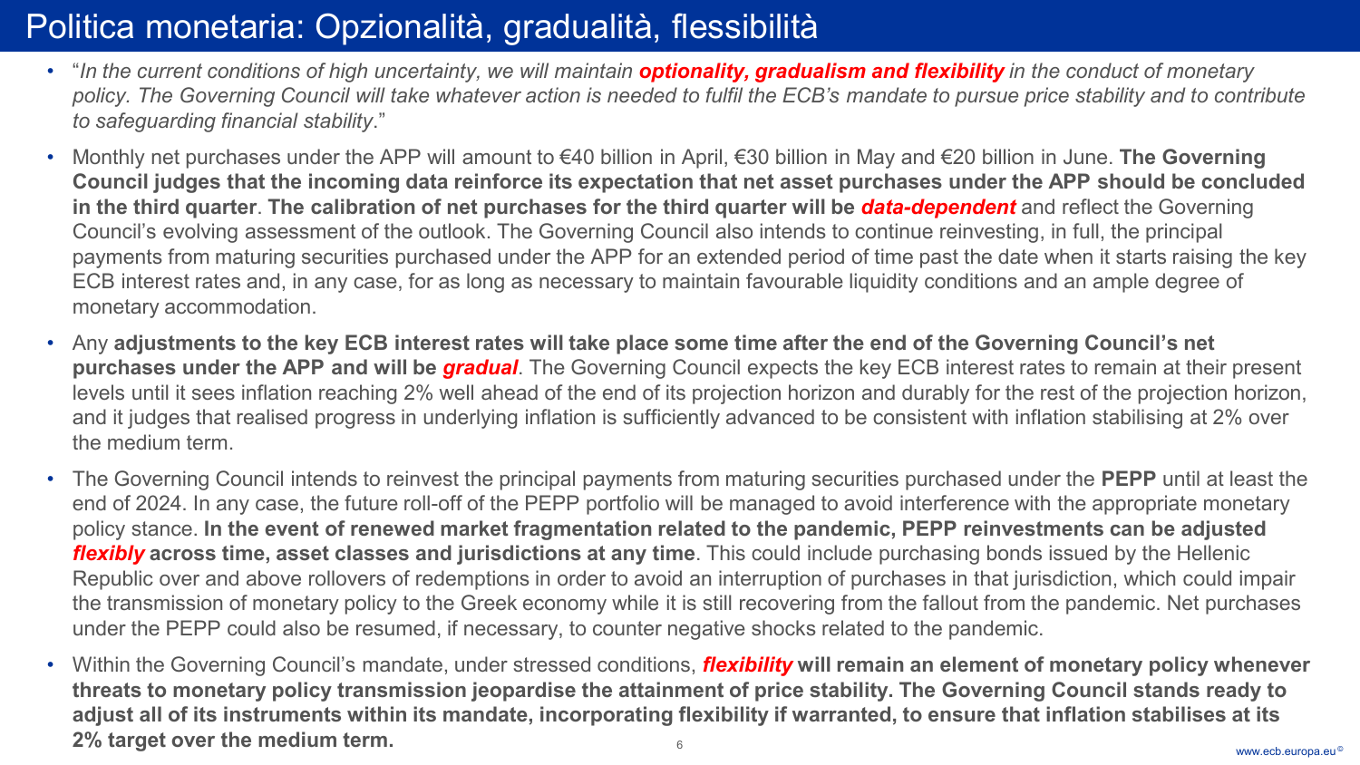# Politica monetaria: Opzionalità, gradualità, flessibilità

- "*In the current conditions of high uncertainty, we will maintain **optionality, gradualism and flexibility** in the conduct of monetary policy. The Governing Council will take whatever action is needed to fulfil the ECB's mandate to pursue price stability and to contribute to safeguarding financial stability*."
- Monthly net purchases under the APP will amount to €40 billion in April, €30 billion in May and €20 billion in June. **The Governing Council judges that the incoming data reinforce its expectation that net asset purchases under the APP should be concluded in the third quarter**. **The calibration of net purchases for the third quarter will be *data-dependent*** and reflect the Governing Council's evolving assessment of the outlook. The Governing Council also intends to continue reinvesting, in full, the principal payments from maturing securities purchased under the APP for an extended period of time past the date when it starts raising the key ECB interest rates and, in any case, for as long as necessary to maintain favourable liquidity conditions and an ample degree of monetary accommodation.
- Any **adjustments to the key ECB interest rates will take place some time after the end of the Governing Council's net purchases under the APP and will be *gradual***. The Governing Council expects the key ECB interest rates to remain at their present levels until it sees inflation reaching 2% well ahead of the end of its projection horizon and durably for the rest of the projection horizon, and it judges that realised progress in underlying inflation is sufficiently advanced to be consistent with inflation stabilising at 2% over the medium term.
- The Governing Council intends to reinvest the principal payments from maturing securities purchased under the **PEPP** until at least the end of 2024. In any case, the future roll-off of the PEPP portfolio will be managed to avoid interference with the appropriate monetary policy stance. **In the event of renewed market fragmentation related to the pandemic, PEPP reinvestments can be adjusted *flexibly* across time, asset classes and jurisdictions at any time**. This could include purchasing bonds issued by the Hellenic Republic over and above rollovers of redemptions in order to avoid an interruption of purchases in that jurisdiction, which could impair the transmission of monetary policy to the Greek economy while it is still recovering from the fallout from the pandemic. Net purchases under the PEPP could also be resumed, if necessary, to counter negative shocks related to the pandemic.
- Within the Governing Council's mandate, under stressed conditions, ***flexibility* will remain an element of monetary policy whenever threats to monetary policy transmission jeopardise the attainment of price stability. The Governing Council stands ready to adjust all of its instruments within its mandate, incorporating flexibility if warranted, to ensure that inflation stabilises at its 2% target over the medium term.**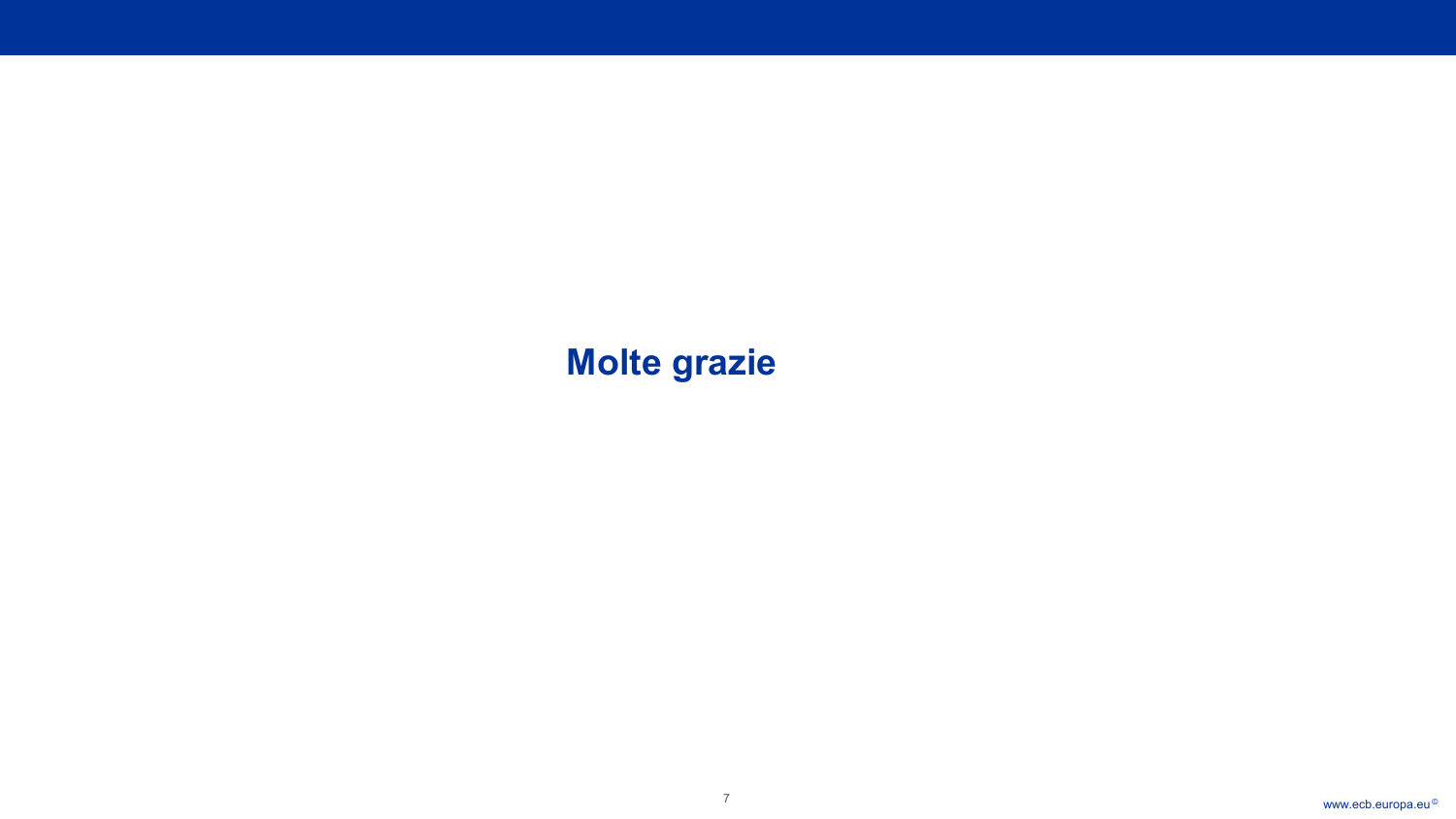**Molte grazie**